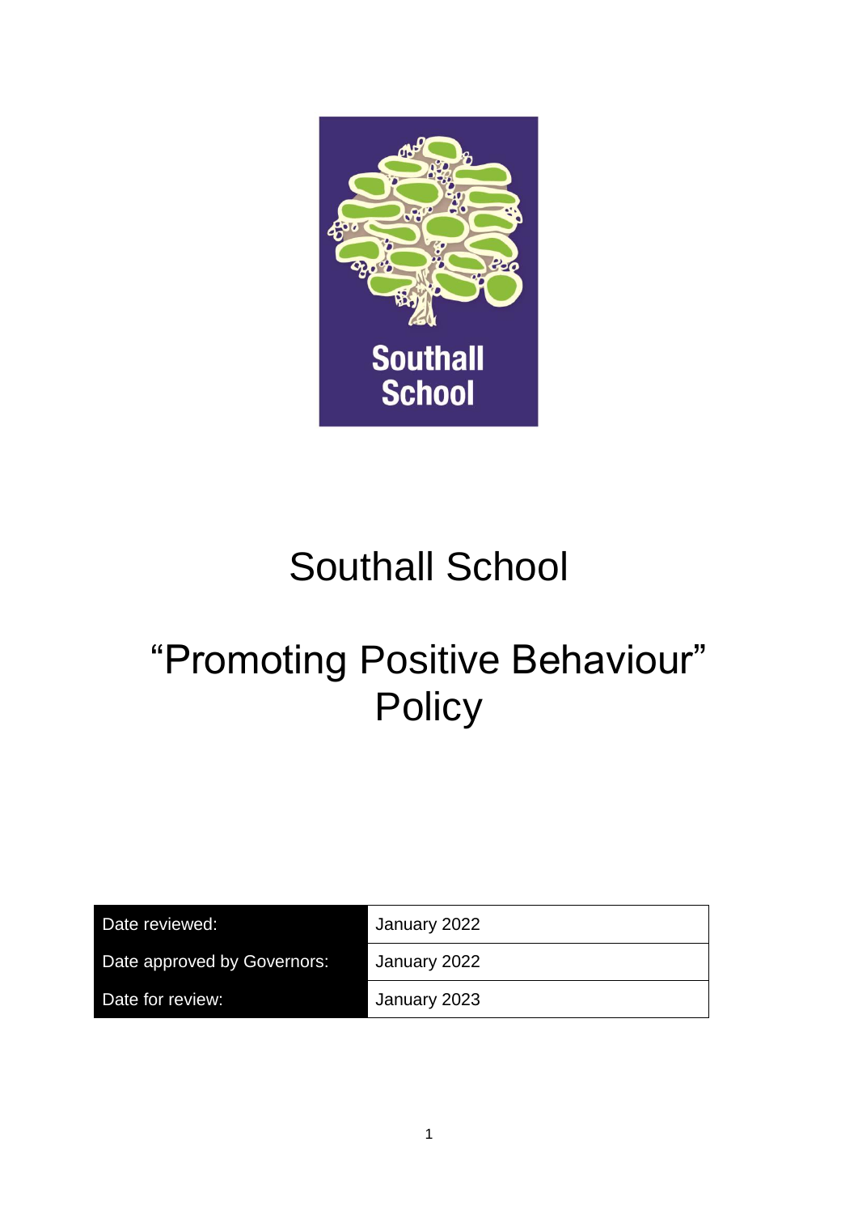# Southall School

# "Promoting Positive Behaviour" Policy

| Date reviewed: | January 2022 |
|---|---|
| Date approved by Governors: | January 2022 |
| Date for review: | January 2023 |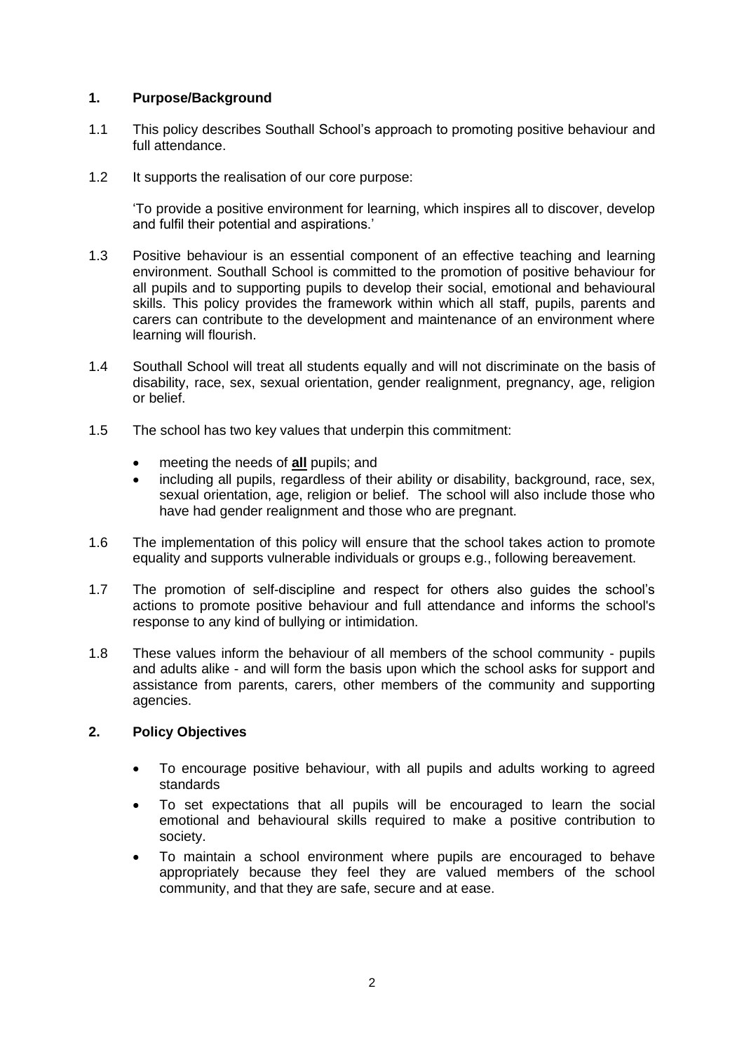## 1. Purpose/Background

1.1 This policy describes Southall School's approach to promoting positive behaviour and full attendance.

1.2 It supports the realisation of our core purpose:

'To provide a positive environment for learning, which inspires all to discover, develop and fulfil their potential and aspirations.'

1.3 Positive behaviour is an essential component of an effective teaching and learning environment. Southall School is committed to the promotion of positive behaviour for all pupils and to supporting pupils to develop their social, emotional and behavioural skills. This policy provides the framework within which all staff, pupils, parents and carers can contribute to the development and maintenance of an environment where learning will flourish.

1.4 Southall School will treat all students equally and will not discriminate on the basis of disability, race, sex, sexual orientation, gender realignment, pregnancy, age, religion or belief.

1.5 The school has two key values that underpin this commitment:

- meeting the needs of **all** pupils; and
- including all pupils, regardless of their ability or disability, background, race, sex, sexual orientation, age, religion or belief. The school will also include those who have had gender realignment and those who are pregnant.

1.6 The implementation of this policy will ensure that the school takes action to promote equality and supports vulnerable individuals or groups e.g., following bereavement.

1.7 The promotion of self-discipline and respect for others also guides the school's actions to promote positive behaviour and full attendance and informs the school's response to any kind of bullying or intimidation.

1.8 These values inform the behaviour of all members of the school community - pupils and adults alike - and will form the basis upon which the school asks for support and assistance from parents, carers, other members of the community and supporting agencies.

## 2. Policy Objectives

- To encourage positive behaviour, with all pupils and adults working to agreed standards
- To set expectations that all pupils will be encouraged to learn the social emotional and behavioural skills required to make a positive contribution to society.
- To maintain a school environment where pupils are encouraged to behave appropriately because they feel they are valued members of the school community, and that they are safe, secure and at ease.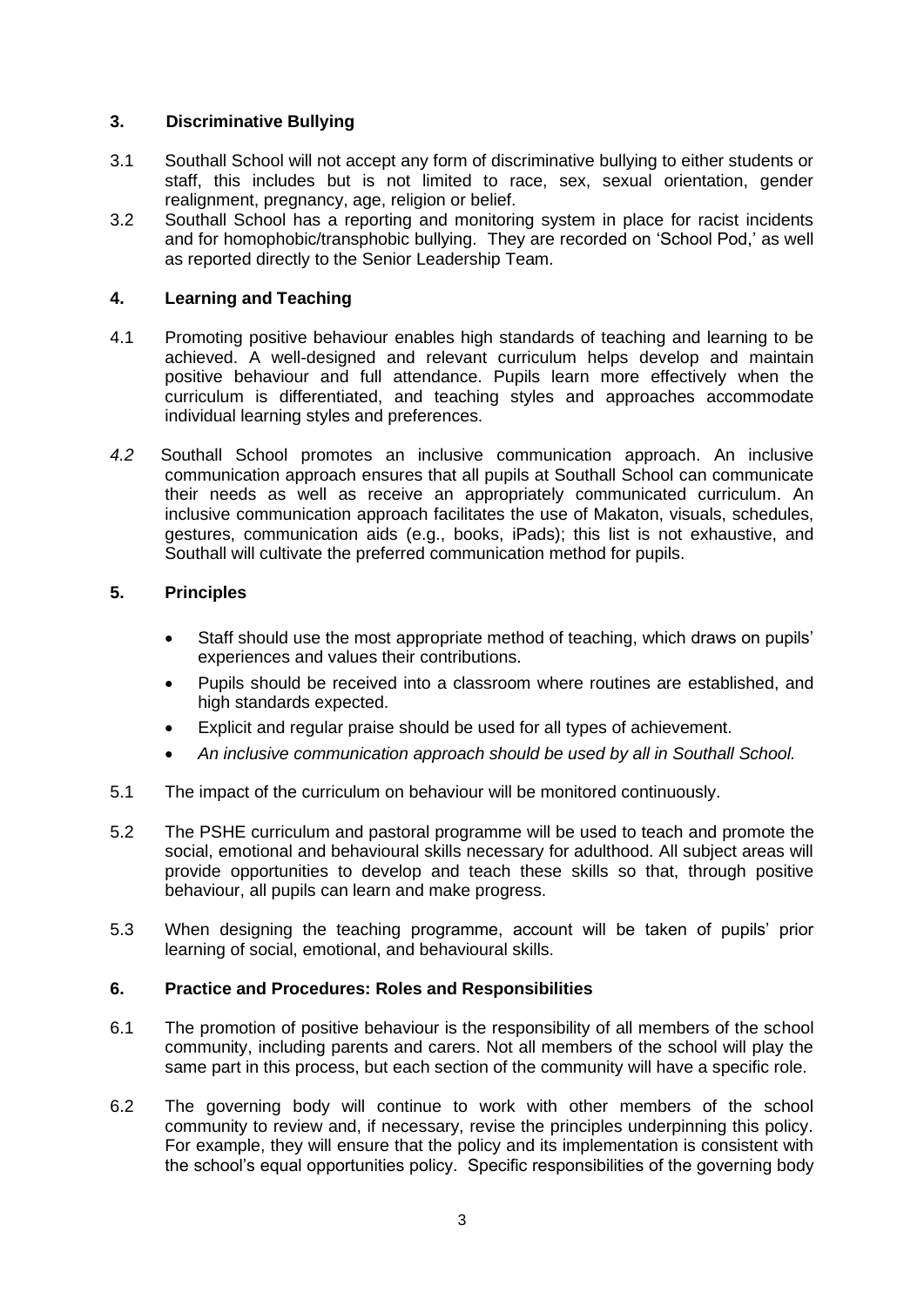## 3. Discriminative Bullying

3.1 Southall School will not accept any form of discriminative bullying to either students or staff, this includes but is not limited to race, sex, sexual orientation, gender realignment, pregnancy, age, religion or belief.

3.2 Southall School has a reporting and monitoring system in place for racist incidents and for homophobic/transphobic bullying. They are recorded on 'School Pod,' as well as reported directly to the Senior Leadership Team.

## 4. Learning and Teaching

4.1 Promoting positive behaviour enables high standards of teaching and learning to be achieved. A well-designed and relevant curriculum helps develop and maintain positive behaviour and full attendance. Pupils learn more effectively when the curriculum is differentiated, and teaching styles and approaches accommodate individual learning styles and preferences.

*4.2* Southall School promotes an inclusive communication approach. An inclusive communication approach ensures that all pupils at Southall School can communicate their needs as well as receive an appropriately communicated curriculum. An inclusive communication approach facilitates the use of Makaton, visuals, schedules, gestures, communication aids (e.g., books, iPads); this list is not exhaustive, and Southall will cultivate the preferred communication method for pupils.

## 5. Principles

- Staff should use the most appropriate method of teaching, which draws on pupils' experiences and values their contributions.
- Pupils should be received into a classroom where routines are established, and high standards expected.
- Explicit and regular praise should be used for all types of achievement.
- *An inclusive communication approach should be used by all in Southall School.*

5.1 The impact of the curriculum on behaviour will be monitored continuously.

5.2 The PSHE curriculum and pastoral programme will be used to teach and promote the social, emotional and behavioural skills necessary for adulthood. All subject areas will provide opportunities to develop and teach these skills so that, through positive behaviour, all pupils can learn and make progress.

5.3 When designing the teaching programme, account will be taken of pupils' prior learning of social, emotional, and behavioural skills.

## 6. Practice and Procedures: Roles and Responsibilities

6.1 The promotion of positive behaviour is the responsibility of all members of the school community, including parents and carers. Not all members of the school will play the same part in this process, but each section of the community will have a specific role.

6.2 The governing body will continue to work with other members of the school community to review and, if necessary, revise the principles underpinning this policy. For example, they will ensure that the policy and its implementation is consistent with the school's equal opportunities policy. Specific responsibilities of the governing body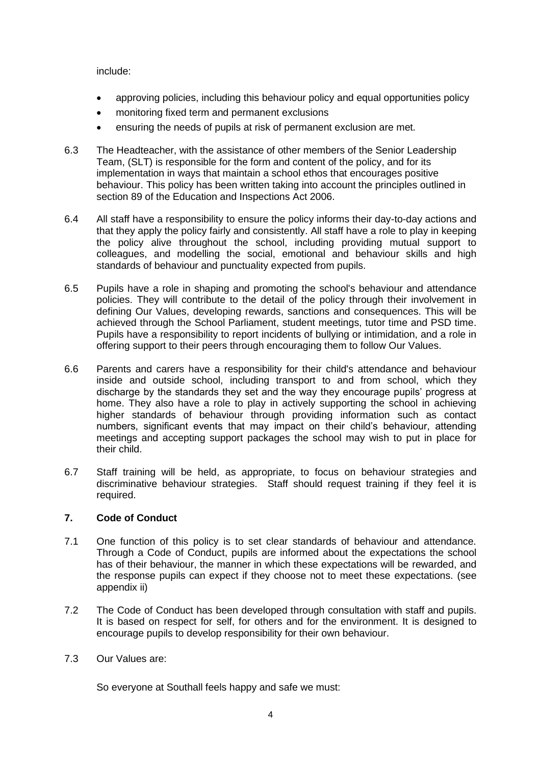include:

- approving policies, including this behaviour policy and equal opportunities policy
- monitoring fixed term and permanent exclusions
- ensuring the needs of pupils at risk of permanent exclusion are met.

6.3 The Headteacher, with the assistance of other members of the Senior Leadership Team, (SLT) is responsible for the form and content of the policy, and for its implementation in ways that maintain a school ethos that encourages positive behaviour. This policy has been written taking into account the principles outlined in section 89 of the Education and Inspections Act 2006.

6.4 All staff have a responsibility to ensure the policy informs their day-to-day actions and that they apply the policy fairly and consistently. All staff have a role to play in keeping the policy alive throughout the school, including providing mutual support to colleagues, and modelling the social, emotional and behaviour skills and high standards of behaviour and punctuality expected from pupils.

6.5 Pupils have a role in shaping and promoting the school's behaviour and attendance policies. They will contribute to the detail of the policy through their involvement in defining Our Values, developing rewards, sanctions and consequences. This will be achieved through the School Parliament, student meetings, tutor time and PSD time. Pupils have a responsibility to report incidents of bullying or intimidation, and a role in offering support to their peers through encouraging them to follow Our Values.

6.6 Parents and carers have a responsibility for their child's attendance and behaviour inside and outside school, including transport to and from school, which they discharge by the standards they set and the way they encourage pupils' progress at home. They also have a role to play in actively supporting the school in achieving higher standards of behaviour through providing information such as contact numbers, significant events that may impact on their child's behaviour, attending meetings and accepting support packages the school may wish to put in place for their child.

6.7 Staff training will be held, as appropriate, to focus on behaviour strategies and discriminative behaviour strategies. Staff should request training if they feel it is required.

## 7. Code of Conduct

7.1 One function of this policy is to set clear standards of behaviour and attendance. Through a Code of Conduct, pupils are informed about the expectations the school has of their behaviour, the manner in which these expectations will be rewarded, and the response pupils can expect if they choose not to meet these expectations. (see appendix ii)

7.2 The Code of Conduct has been developed through consultation with staff and pupils. It is based on respect for self, for others and for the environment. It is designed to encourage pupils to develop responsibility for their own behaviour.

7.3 Our Values are:

So everyone at Southall feels happy and safe we must: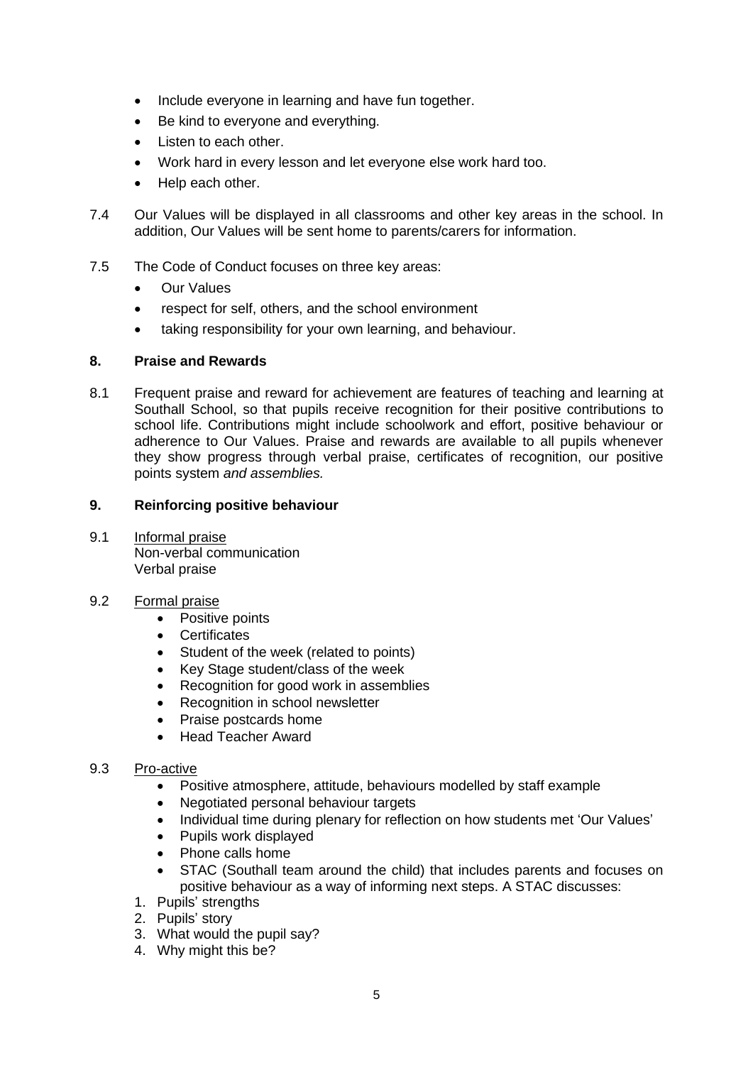- Include everyone in learning and have fun together.
- Be kind to everyone and everything.
- Listen to each other.
- Work hard in every lesson and let everyone else work hard too.
- Help each other.

7.4 Our Values will be displayed in all classrooms and other key areas in the school. In addition, Our Values will be sent home to parents/carers for information.

7.5 The Code of Conduct focuses on three key areas:

- Our Values
- respect for self, others, and the school environment
- taking responsibility for your own learning, and behaviour.

## 8. Praise and Rewards

8.1 Frequent praise and reward for achievement are features of teaching and learning at Southall School, so that pupils receive recognition for their positive contributions to school life. Contributions might include schoolwork and effort, positive behaviour or adherence to Our Values. Praise and rewards are available to all pupils whenever they show progress through verbal praise, certificates of recognition, our positive points system *and assemblies.*

## 9. Reinforcing positive behaviour

9.1 Informal praise
Non-verbal communication
Verbal praise

9.2 Formal praise

- Positive points
- Certificates
- Student of the week (related to points)
- Key Stage student/class of the week
- Recognition for good work in assemblies
- Recognition in school newsletter
- Praise postcards home
- Head Teacher Award

9.3 Pro-active

- Positive atmosphere, attitude, behaviours modelled by staff example
- Negotiated personal behaviour targets
- Individual time during plenary for reflection on how students met 'Our Values'
- Pupils work displayed
- Phone calls home
- STAC (Southall team around the child) that includes parents and focuses on positive behaviour as a way of informing next steps. A STAC discusses:

1. Pupils' strengths
2. Pupils' story
3. What would the pupil say?
4. Why might this be?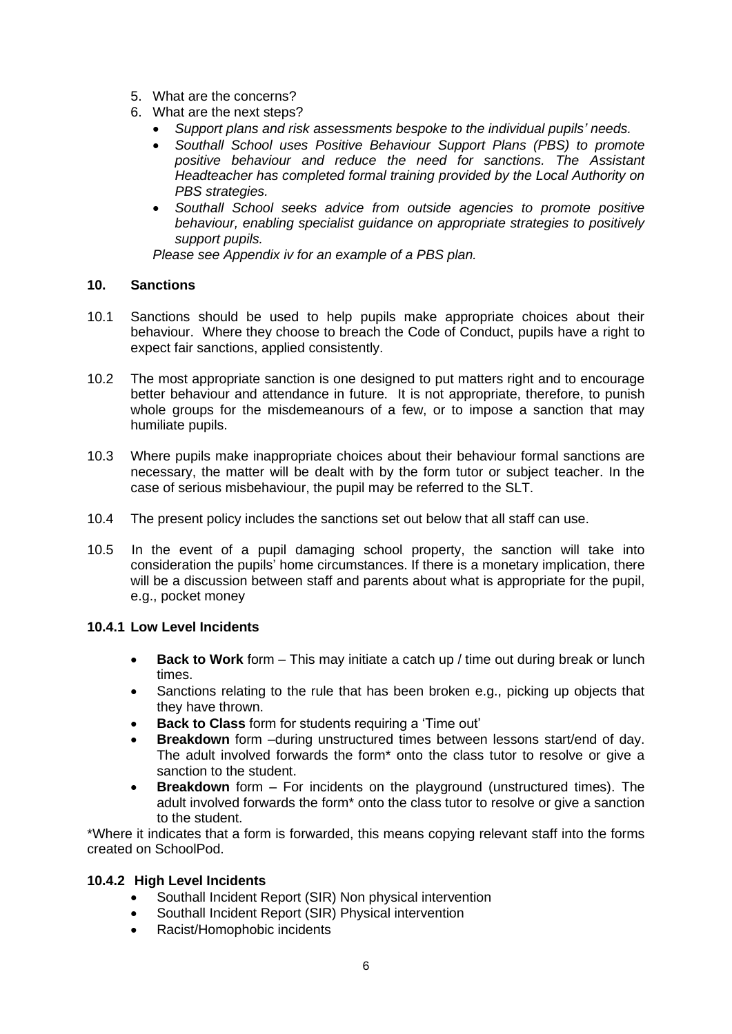5. What are the concerns?
6. What are the next steps?
   - *Support plans and risk assessments bespoke to the individual pupils' needs.*
   - *Southall School uses Positive Behaviour Support Plans (PBS) to promote positive behaviour and reduce the need for sanctions. The Assistant Headteacher has completed formal training provided by the Local Authority on PBS strategies.*
   - *Southall School seeks advice from outside agencies to promote positive behaviour, enabling specialist guidance on appropriate strategies to positively support pupils.*

   *Please see Appendix iv for an example of a PBS plan.*

## 10. Sanctions

10.1 Sanctions should be used to help pupils make appropriate choices about their behaviour. Where they choose to breach the Code of Conduct, pupils have a right to expect fair sanctions, applied consistently.

10.2 The most appropriate sanction is one designed to put matters right and to encourage better behaviour and attendance in future. It is not appropriate, therefore, to punish whole groups for the misdemeanours of a few, or to impose a sanction that may humiliate pupils.

10.3 Where pupils make inappropriate choices about their behaviour formal sanctions are necessary, the matter will be dealt with by the form tutor or subject teacher. In the case of serious misbehaviour, the pupil may be referred to the SLT.

10.4 The present policy includes the sanctions set out below that all staff can use.

10.5 In the event of a pupil damaging school property, the sanction will take into consideration the pupils' home circumstances. If there is a monetary implication, there will be a discussion between staff and parents about what is appropriate for the pupil, e.g., pocket money

### 10.4.1 Low Level Incidents

- **Back to Work** form – This may initiate a catch up / time out during break or lunch times.
- Sanctions relating to the rule that has been broken e.g., picking up objects that they have thrown.
- **Back to Class** form for students requiring a 'Time out'
- **Breakdown** form –during unstructured times between lessons start/end of day. The adult involved forwards the form* onto the class tutor to resolve or give a sanction to the student.
- **Breakdown** form – For incidents on the playground (unstructured times). The adult involved forwards the form* onto the class tutor to resolve or give a sanction to the student.

*Where it indicates that a form is forwarded, this means copying relevant staff into the forms created on SchoolPod.

### 10.4.2 High Level Incidents

- Southall Incident Report (SIR) Non physical intervention
- Southall Incident Report (SIR) Physical intervention
- Racist/Homophobic incidents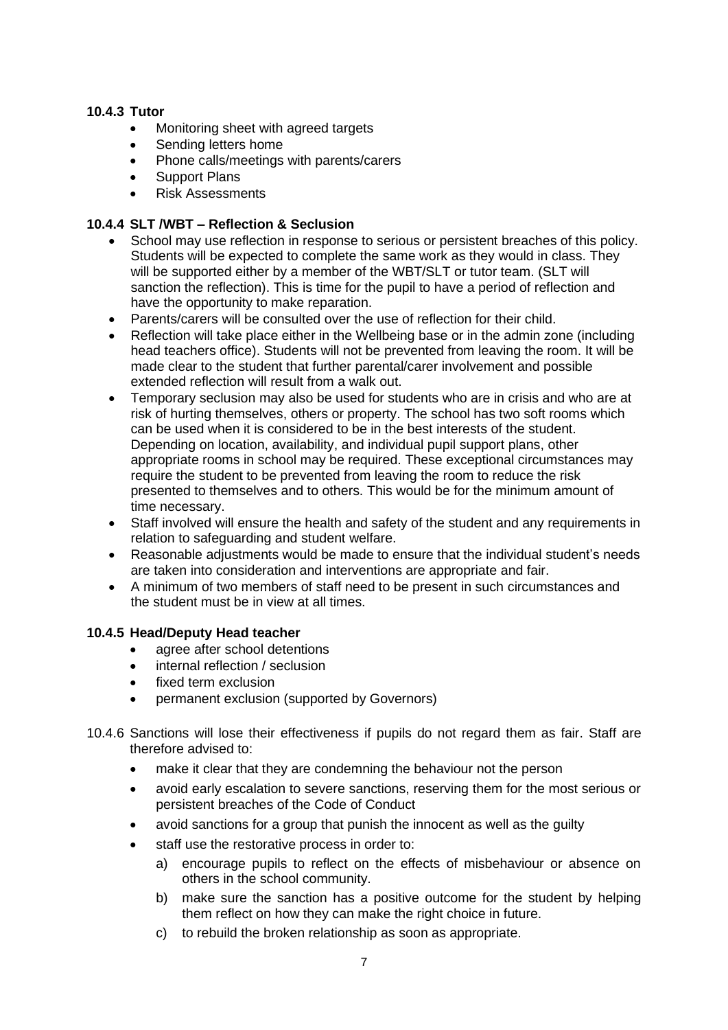#### 10.4.3 Tutor

- Monitoring sheet with agreed targets
- Sending letters home
- Phone calls/meetings with parents/carers
- Support Plans
- Risk Assessments

#### 10.4.4 SLT /WBT – Reflection & Seclusion

- School may use reflection in response to serious or persistent breaches of this policy. Students will be expected to complete the same work as they would in class. They will be supported either by a member of the WBT/SLT or tutor team. (SLT will sanction the reflection). This is time for the pupil to have a period of reflection and have the opportunity to make reparation.
- Parents/carers will be consulted over the use of reflection for their child.
- Reflection will take place either in the Wellbeing base or in the admin zone (including head teachers office). Students will not be prevented from leaving the room. It will be made clear to the student that further parental/carer involvement and possible extended reflection will result from a walk out.
- Temporary seclusion may also be used for students who are in crisis and who are at risk of hurting themselves, others or property. The school has two soft rooms which can be used when it is considered to be in the best interests of the student. Depending on location, availability, and individual pupil support plans, other appropriate rooms in school may be required. These exceptional circumstances may require the student to be prevented from leaving the room to reduce the risk presented to themselves and to others. This would be for the minimum amount of time necessary.
- Staff involved will ensure the health and safety of the student and any requirements in relation to safeguarding and student welfare.
- Reasonable adjustments would be made to ensure that the individual student's needs are taken into consideration and interventions are appropriate and fair.
- A minimum of two members of staff need to be present in such circumstances and the student must be in view at all times.

#### 10.4.5 Head/Deputy Head teacher

- agree after school detentions
- internal reflection / seclusion
- fixed term exclusion
- permanent exclusion (supported by Governors)

10.4.6 Sanctions will lose their effectiveness if pupils do not regard them as fair. Staff are therefore advised to:

- make it clear that they are condemning the behaviour not the person
- avoid early escalation to severe sanctions, reserving them for the most serious or persistent breaches of the Code of Conduct
- avoid sanctions for a group that punish the innocent as well as the guilty
- staff use the restorative process in order to:
  - a) encourage pupils to reflect on the effects of misbehaviour or absence on others in the school community.
  - b) make sure the sanction has a positive outcome for the student by helping them reflect on how they can make the right choice in future.
  - c) to rebuild the broken relationship as soon as appropriate.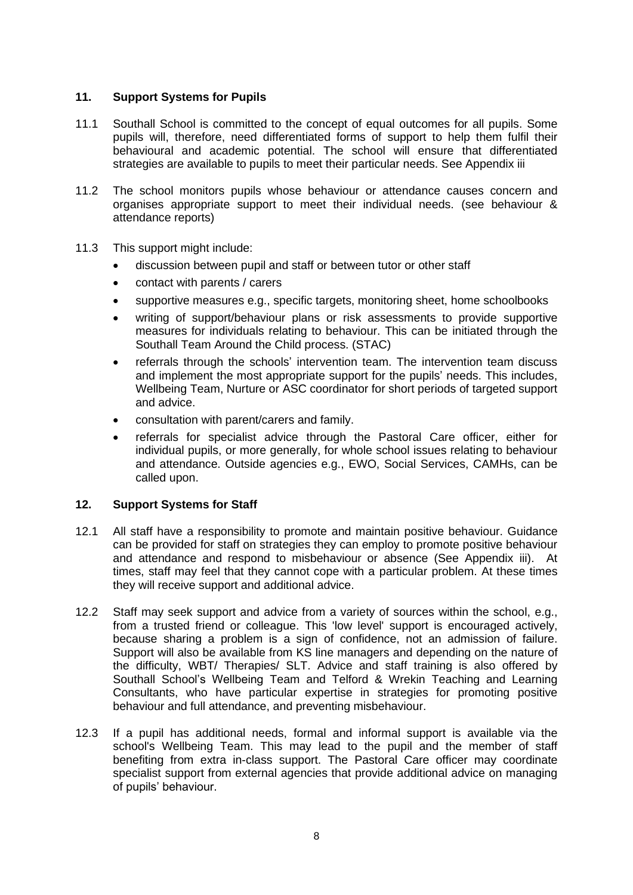## 11. Support Systems for Pupils

11.1 Southall School is committed to the concept of equal outcomes for all pupils. Some pupils will, therefore, need differentiated forms of support to help them fulfil their behavioural and academic potential. The school will ensure that differentiated strategies are available to pupils to meet their particular needs. See Appendix iii

11.2 The school monitors pupils whose behaviour or attendance causes concern and organises appropriate support to meet their individual needs. (see behaviour & attendance reports)

11.3 This support might include:

- discussion between pupil and staff or between tutor or other staff
- contact with parents / carers
- supportive measures e.g., specific targets, monitoring sheet, home schoolbooks
- writing of support/behaviour plans or risk assessments to provide supportive measures for individuals relating to behaviour. This can be initiated through the Southall Team Around the Child process. (STAC)
- referrals through the schools' intervention team. The intervention team discuss and implement the most appropriate support for the pupils' needs. This includes, Wellbeing Team, Nurture or ASC coordinator for short periods of targeted support and advice.
- consultation with parent/carers and family.
- referrals for specialist advice through the Pastoral Care officer, either for individual pupils, or more generally, for whole school issues relating to behaviour and attendance. Outside agencies e.g., EWO, Social Services, CAMHs, can be called upon.

## 12. Support Systems for Staff

12.1 All staff have a responsibility to promote and maintain positive behaviour. Guidance can be provided for staff on strategies they can employ to promote positive behaviour and attendance and respond to misbehaviour or absence (See Appendix iii). At times, staff may feel that they cannot cope with a particular problem. At these times they will receive support and additional advice.

12.2 Staff may seek support and advice from a variety of sources within the school, e.g., from a trusted friend or colleague. This 'low level' support is encouraged actively, because sharing a problem is a sign of confidence, not an admission of failure. Support will also be available from KS line managers and depending on the nature of the difficulty, WBT/ Therapies/ SLT. Advice and staff training is also offered by Southall School's Wellbeing Team and Telford & Wrekin Teaching and Learning Consultants, who have particular expertise in strategies for promoting positive behaviour and full attendance, and preventing misbehaviour.

12.3 If a pupil has additional needs, formal and informal support is available via the school's Wellbeing Team. This may lead to the pupil and the member of staff benefiting from extra in-class support. The Pastoral Care officer may coordinate specialist support from external agencies that provide additional advice on managing of pupils' behaviour.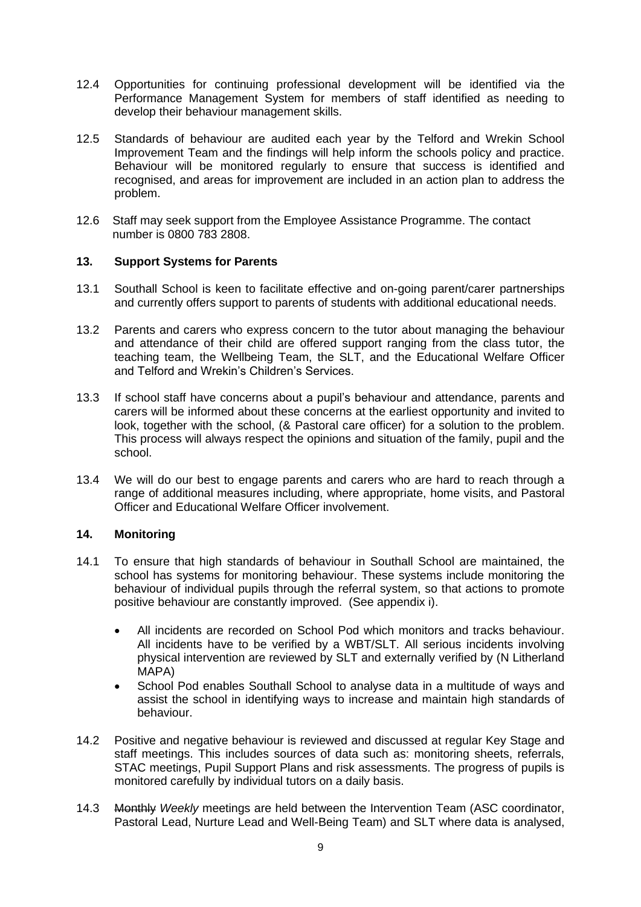12.4 Opportunities for continuing professional development will be identified via the Performance Management System for members of staff identified as needing to develop their behaviour management skills.

12.5 Standards of behaviour are audited each year by the Telford and Wrekin School Improvement Team and the findings will help inform the schools policy and practice. Behaviour will be monitored regularly to ensure that success is identified and recognised, and areas for improvement are included in an action plan to address the problem.

12.6 Staff may seek support from the Employee Assistance Programme. The contact number is 0800 783 2808.

## 13. Support Systems for Parents

13.1 Southall School is keen to facilitate effective and on-going parent/carer partnerships and currently offers support to parents of students with additional educational needs.

13.2 Parents and carers who express concern to the tutor about managing the behaviour and attendance of their child are offered support ranging from the class tutor, the teaching team, the Wellbeing Team, the SLT, and the Educational Welfare Officer and Telford and Wrekin's Children's Services.

13.3 If school staff have concerns about a pupil's behaviour and attendance, parents and carers will be informed about these concerns at the earliest opportunity and invited to look, together with the school, (& Pastoral care officer) for a solution to the problem. This process will always respect the opinions and situation of the family, pupil and the school.

13.4 We will do our best to engage parents and carers who are hard to reach through a range of additional measures including, where appropriate, home visits, and Pastoral Officer and Educational Welfare Officer involvement.

## 14. Monitoring

14.1 To ensure that high standards of behaviour in Southall School are maintained, the school has systems for monitoring behaviour. These systems include monitoring the behaviour of individual pupils through the referral system, so that actions to promote positive behaviour are constantly improved. (See appendix i).

- All incidents are recorded on School Pod which monitors and tracks behaviour. All incidents have to be verified by a WBT/SLT. All serious incidents involving physical intervention are reviewed by SLT and externally verified by (N Litherland MAPA)
- School Pod enables Southall School to analyse data in a multitude of ways and assist the school in identifying ways to increase and maintain high standards of behaviour.

14.2 Positive and negative behaviour is reviewed and discussed at regular Key Stage and staff meetings. This includes sources of data such as: monitoring sheets, referrals, STAC meetings, Pupil Support Plans and risk assessments. The progress of pupils is monitored carefully by individual tutors on a daily basis.

14.3 ~~Monthly~~ *Weekly* meetings are held between the Intervention Team (ASC coordinator, Pastoral Lead, Nurture Lead and Well-Being Team) and SLT where data is analysed,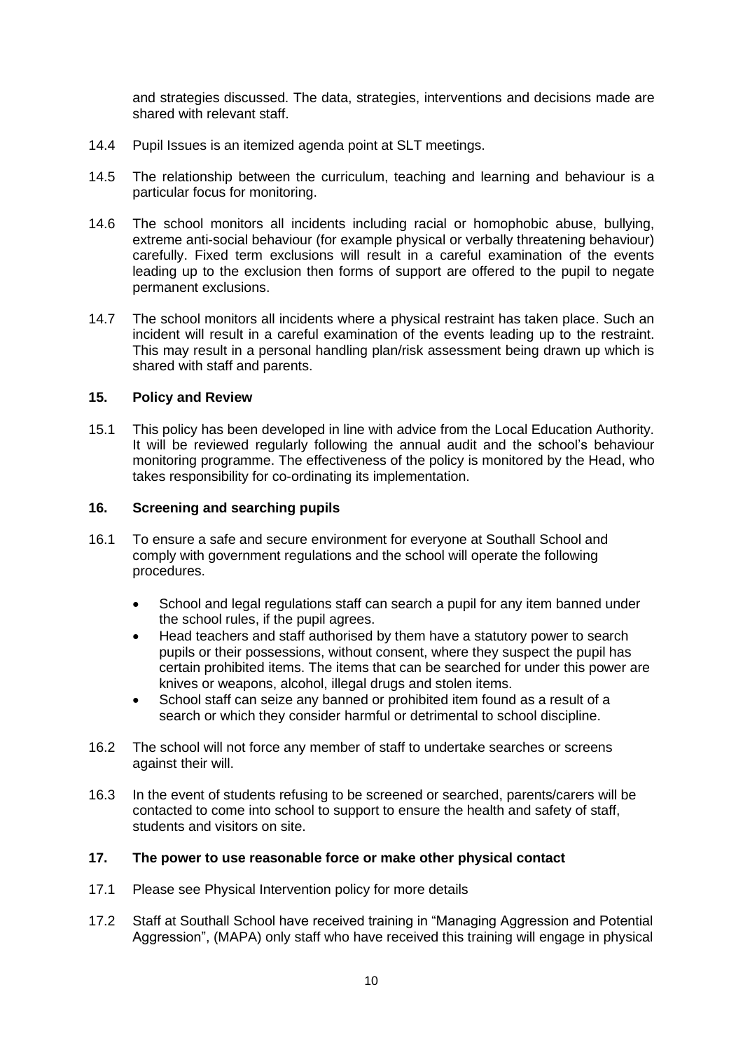and strategies discussed. The data, strategies, interventions and decisions made are shared with relevant staff.

14.4 Pupil Issues is an itemized agenda point at SLT meetings.

14.5 The relationship between the curriculum, teaching and learning and behaviour is a particular focus for monitoring.

14.6 The school monitors all incidents including racial or homophobic abuse, bullying, extreme anti-social behaviour (for example physical or verbally threatening behaviour) carefully. Fixed term exclusions will result in a careful examination of the events leading up to the exclusion then forms of support are offered to the pupil to negate permanent exclusions.

14.7 The school monitors all incidents where a physical restraint has taken place. Such an incident will result in a careful examination of the events leading up to the restraint. This may result in a personal handling plan/risk assessment being drawn up which is shared with staff and parents.

## 15. Policy and Review

15.1 This policy has been developed in line with advice from the Local Education Authority. It will be reviewed regularly following the annual audit and the school's behaviour monitoring programme. The effectiveness of the policy is monitored by the Head, who takes responsibility for co-ordinating its implementation.

## 16. Screening and searching pupils

16.1 To ensure a safe and secure environment for everyone at Southall School and comply with government regulations and the school will operate the following procedures.

- School and legal regulations staff can search a pupil for any item banned under the school rules, if the pupil agrees.
- Head teachers and staff authorised by them have a statutory power to search pupils or their possessions, without consent, where they suspect the pupil has certain prohibited items. The items that can be searched for under this power are knives or weapons, alcohol, illegal drugs and stolen items.
- School staff can seize any banned or prohibited item found as a result of a search or which they consider harmful or detrimental to school discipline.

16.2 The school will not force any member of staff to undertake searches or screens against their will.

16.3 In the event of students refusing to be screened or searched, parents/carers will be contacted to come into school to support to ensure the health and safety of staff, students and visitors on site.

## 17. The power to use reasonable force or make other physical contact

17.1 Please see Physical Intervention policy for more details

17.2 Staff at Southall School have received training in "Managing Aggression and Potential Aggression", (MAPA) only staff who have received this training will engage in physical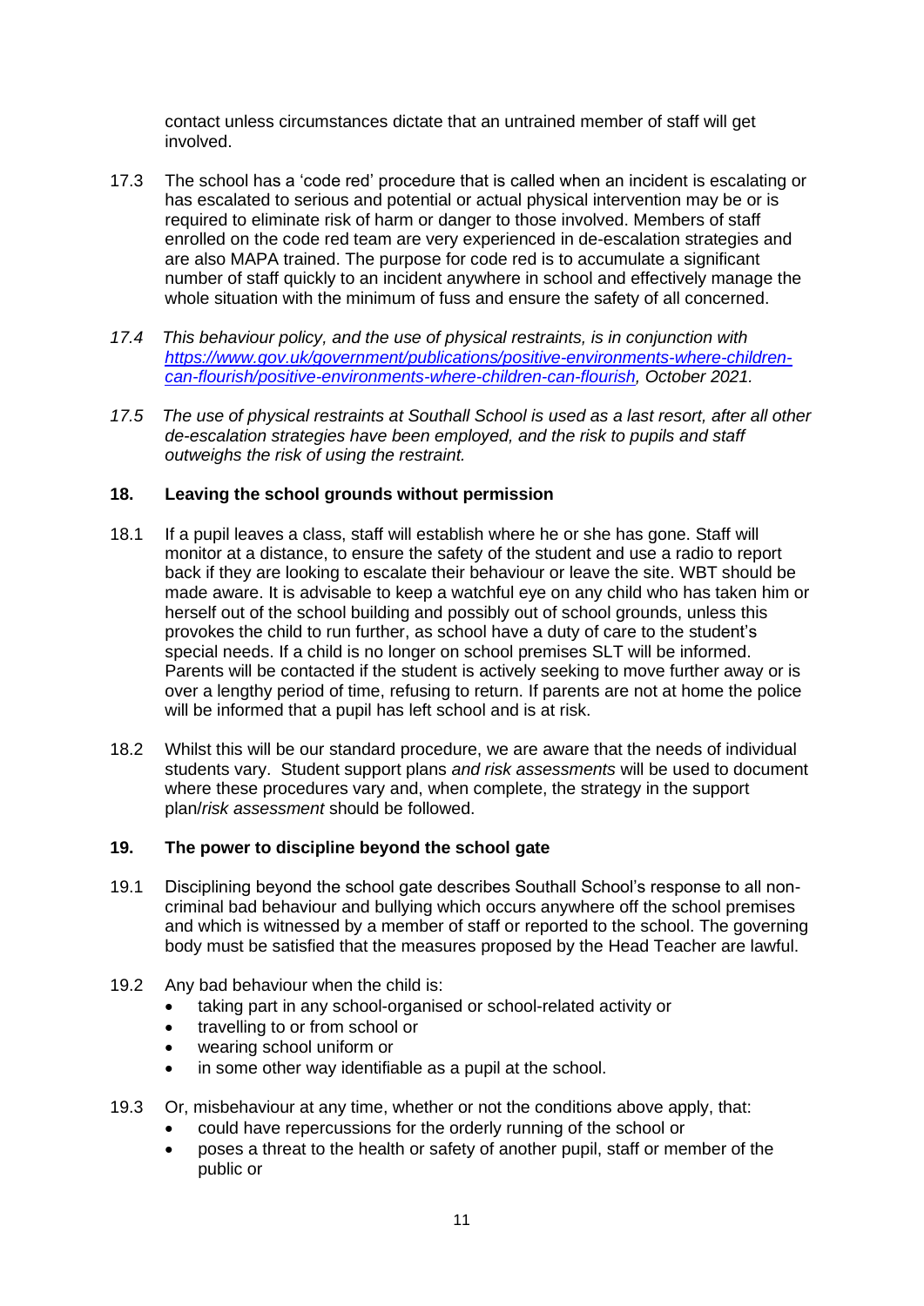contact unless circumstances dictate that an untrained member of staff will get involved.

17.3 The school has a 'code red' procedure that is called when an incident is escalating or has escalated to serious and potential or actual physical intervention may be or is required to eliminate risk of harm or danger to those involved. Members of staff enrolled on the code red team are very experienced in de-escalation strategies and are also MAPA trained. The purpose for code red is to accumulate a significant number of staff quickly to an incident anywhere in school and effectively manage the whole situation with the minimum of fuss and ensure the safety of all concerned.

*17.4 This behaviour policy, and the use of physical restraints, is in conjunction with [https://www.gov.uk/government/publications/positive-environments-where-children-can-flourish/positive-environments-where-children-can-flourish](https://www.gov.uk/government/publications/positive-environments-where-children-can-flourish/positive-environments-where-children-can-flourish), October 2021.*

*17.5 The use of physical restraints at Southall School is used as a last resort, after all other de-escalation strategies have been employed, and the risk to pupils and staff outweighs the risk of using the restraint.*

## 18. Leaving the school grounds without permission

18.1 If a pupil leaves a class, staff will establish where he or she has gone. Staff will monitor at a distance, to ensure the safety of the student and use a radio to report back if they are looking to escalate their behaviour or leave the site. WBT should be made aware. It is advisable to keep a watchful eye on any child who has taken him or herself out of the school building and possibly out of school grounds, unless this provokes the child to run further, as school have a duty of care to the student's special needs. If a child is no longer on school premises SLT will be informed. Parents will be contacted if the student is actively seeking to move further away or is over a lengthy period of time, refusing to return. If parents are not at home the police will be informed that a pupil has left school and is at risk.

18.2 Whilst this will be our standard procedure, we are aware that the needs of individual students vary. Student support plans *and risk assessments* will be used to document where these procedures vary and, when complete, the strategy in the support plan/*risk assessment* should be followed.

## 19. The power to discipline beyond the school gate

19.1 Disciplining beyond the school gate describes Southall School's response to all non-criminal bad behaviour and bullying which occurs anywhere off the school premises and which is witnessed by a member of staff or reported to the school. The governing body must be satisfied that the measures proposed by the Head Teacher are lawful.

19.2 Any bad behaviour when the child is:

- taking part in any school-organised or school-related activity or
- travelling to or from school or
- wearing school uniform or
- in some other way identifiable as a pupil at the school.

19.3 Or, misbehaviour at any time, whether or not the conditions above apply, that:

- could have repercussions for the orderly running of the school or
- poses a threat to the health or safety of another pupil, staff or member of the public or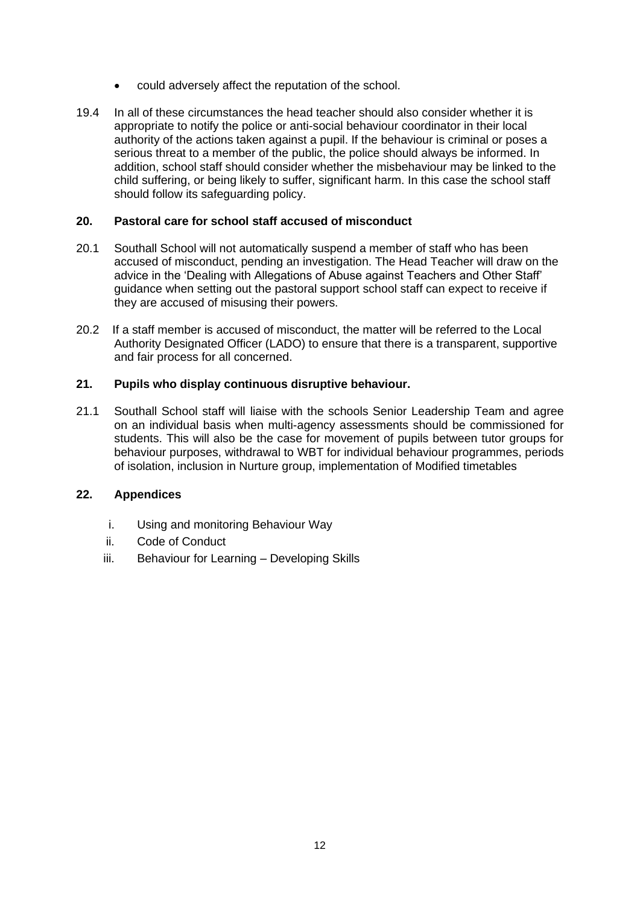- could adversely affect the reputation of the school.

19.4 In all of these circumstances the head teacher should also consider whether it is appropriate to notify the police or anti-social behaviour coordinator in their local authority of the actions taken against a pupil. If the behaviour is criminal or poses a serious threat to a member of the public, the police should always be informed. In addition, school staff should consider whether the misbehaviour may be linked to the child suffering, or being likely to suffer, significant harm. In this case the school staff should follow its safeguarding policy.

### 20. Pastoral care for school staff accused of misconduct

20.1 Southall School will not automatically suspend a member of staff who has been accused of misconduct, pending an investigation. The Head Teacher will draw on the advice in the 'Dealing with Allegations of Abuse against Teachers and Other Staff' guidance when setting out the pastoral support school staff can expect to receive if they are accused of misusing their powers.

20.2 If a staff member is accused of misconduct, the matter will be referred to the Local Authority Designated Officer (LADO) to ensure that there is a transparent, supportive and fair process for all concerned.

### 21. Pupils who display continuous disruptive behaviour.

21.1 Southall School staff will liaise with the schools Senior Leadership Team and agree on an individual basis when multi-agency assessments should be commissioned for students. This will also be the case for movement of pupils between tutor groups for behaviour purposes, withdrawal to WBT for individual behaviour programmes, periods of isolation, inclusion in Nurture group, implementation of Modified timetables

### 22. Appendices

i. Using and monitoring Behaviour Way
ii. Code of Conduct
iii. Behaviour for Learning – Developing Skills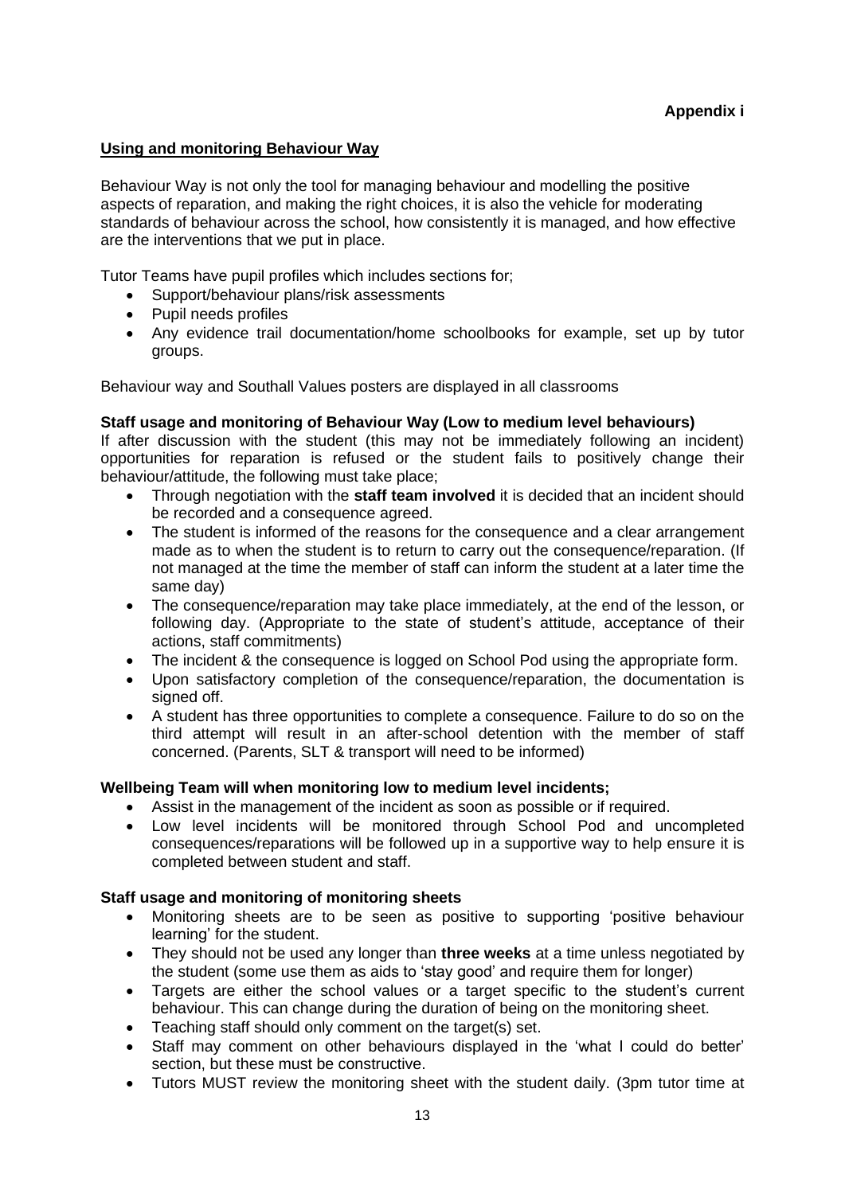**Appendix i**

## Using and monitoring Behaviour Way

Behaviour Way is not only the tool for managing behaviour and modelling the positive aspects of reparation, and making the right choices, it is also the vehicle for moderating standards of behaviour across the school, how consistently it is managed, and how effective are the interventions that we put in place.

Tutor Teams have pupil profiles which includes sections for;

- Support/behaviour plans/risk assessments
- Pupil needs profiles
- Any evidence trail documentation/home schoolbooks for example, set up by tutor groups.

Behaviour way and Southall Values posters are displayed in all classrooms

**Staff usage and monitoring of Behaviour Way (Low to medium level behaviours)**

If after discussion with the student (this may not be immediately following an incident) opportunities for reparation is refused or the student fails to positively change their behaviour/attitude, the following must take place;

- Through negotiation with the **staff team involved** it is decided that an incident should be recorded and a consequence agreed.
- The student is informed of the reasons for the consequence and a clear arrangement made as to when the student is to return to carry out the consequence/reparation. (If not managed at the time the member of staff can inform the student at a later time the same day)
- The consequence/reparation may take place immediately, at the end of the lesson, or following day. (Appropriate to the state of student's attitude, acceptance of their actions, staff commitments)
- The incident & the consequence is logged on School Pod using the appropriate form.
- Upon satisfactory completion of the consequence/reparation, the documentation is signed off.
- A student has three opportunities to complete a consequence. Failure to do so on the third attempt will result in an after-school detention with the member of staff concerned. (Parents, SLT & transport will need to be informed)

**Wellbeing Team will when monitoring low to medium level incidents;**

- Assist in the management of the incident as soon as possible or if required.
- Low level incidents will be monitored through School Pod and uncompleted consequences/reparations will be followed up in a supportive way to help ensure it is completed between student and staff.

**Staff usage and monitoring of monitoring sheets**

- Monitoring sheets are to be seen as positive to supporting 'positive behaviour learning' for the student.
- They should not be used any longer than **three weeks** at a time unless negotiated by the student (some use them as aids to 'stay good' and require them for longer)
- Targets are either the school values or a target specific to the student's current behaviour. This can change during the duration of being on the monitoring sheet.
- Teaching staff should only comment on the target(s) set.
- Staff may comment on other behaviours displayed in the 'what I could do better' section, but these must be constructive.
- Tutors MUST review the monitoring sheet with the student daily. (3pm tutor time at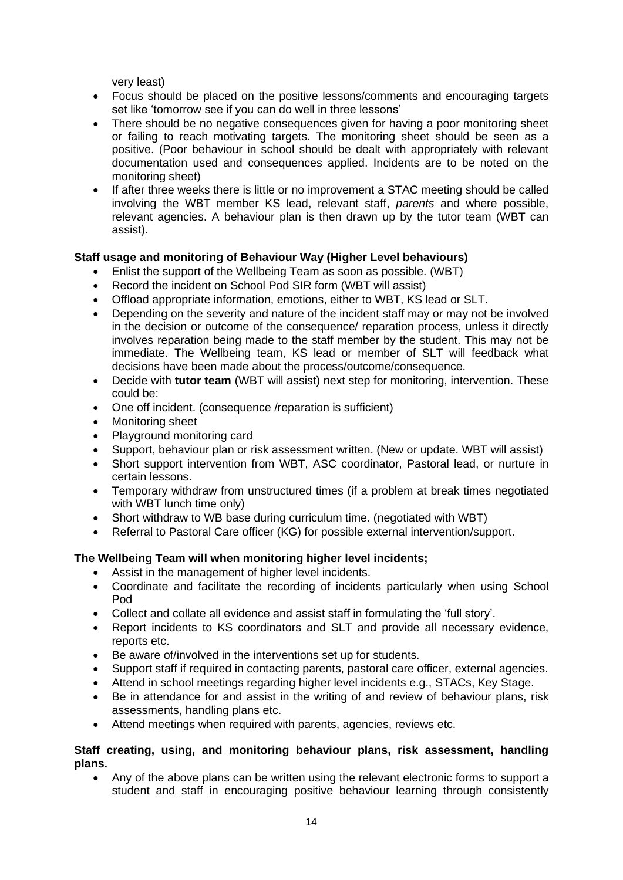very least)

- Focus should be placed on the positive lessons/comments and encouraging targets set like 'tomorrow see if you can do well in three lessons'
- There should be no negative consequences given for having a poor monitoring sheet or failing to reach motivating targets. The monitoring sheet should be seen as a positive. (Poor behaviour in school should be dealt with appropriately with relevant documentation used and consequences applied. Incidents are to be noted on the monitoring sheet)
- If after three weeks there is little or no improvement a STAC meeting should be called involving the WBT member KS lead, relevant staff, *parents* and where possible, relevant agencies. A behaviour plan is then drawn up by the tutor team (WBT can assist).

**Staff usage and monitoring of Behaviour Way (Higher Level behaviours)**

- Enlist the support of the Wellbeing Team as soon as possible. (WBT)
- Record the incident on School Pod SIR form (WBT will assist)
- Offload appropriate information, emotions, either to WBT, KS lead or SLT.
- Depending on the severity and nature of the incident staff may or may not be involved in the decision or outcome of the consequence/ reparation process, unless it directly involves reparation being made to the staff member by the student. This may not be immediate. The Wellbeing team, KS lead or member of SLT will feedback what decisions have been made about the process/outcome/consequence.
- Decide with **tutor team** (WBT will assist) next step for monitoring, intervention. These could be:
- One off incident. (consequence /reparation is sufficient)
- Monitoring sheet
- Playground monitoring card
- Support, behaviour plan or risk assessment written. (New or update. WBT will assist)
- Short support intervention from WBT, ASC coordinator, Pastoral lead, or nurture in certain lessons.
- Temporary withdraw from unstructured times (if a problem at break times negotiated with WBT lunch time only)
- Short withdraw to WB base during curriculum time. (negotiated with WBT)
- Referral to Pastoral Care officer (KG) for possible external intervention/support.

**The Wellbeing Team will when monitoring higher level incidents;**

- Assist in the management of higher level incidents.
- Coordinate and facilitate the recording of incidents particularly when using School Pod
- Collect and collate all evidence and assist staff in formulating the 'full story'.
- Report incidents to KS coordinators and SLT and provide all necessary evidence, reports etc.
- Be aware of/involved in the interventions set up for students.
- Support staff if required in contacting parents, pastoral care officer, external agencies.
- Attend in school meetings regarding higher level incidents e.g., STACs, Key Stage.
- Be in attendance for and assist in the writing of and review of behaviour plans, risk assessments, handling plans etc.
- Attend meetings when required with parents, agencies, reviews etc.

**Staff creating, using, and monitoring behaviour plans, risk assessment, handling plans.**

- Any of the above plans can be written using the relevant electronic forms to support a student and staff in encouraging positive behaviour learning through consistently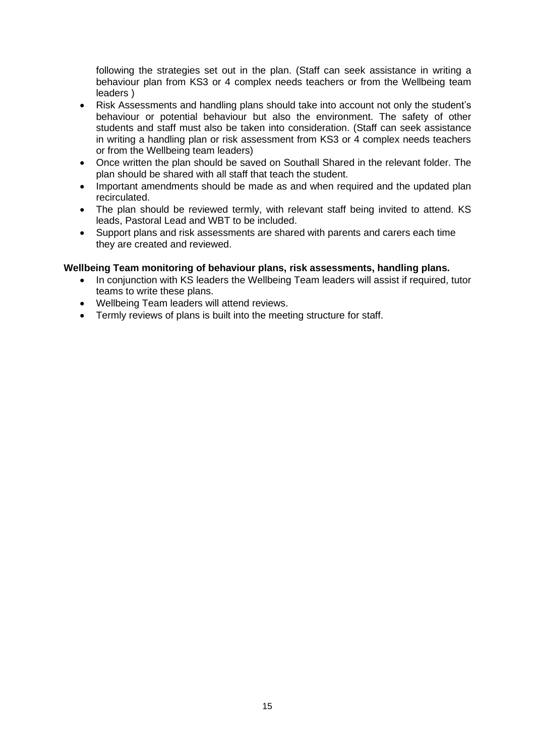following the strategies set out in the plan. (Staff can seek assistance in writing a behaviour plan from KS3 or 4 complex needs teachers or from the Wellbeing team leaders )

- Risk Assessments and handling plans should take into account not only the student's behaviour or potential behaviour but also the environment. The safety of other students and staff must also be taken into consideration. (Staff can seek assistance in writing a handling plan or risk assessment from KS3 or 4 complex needs teachers or from the Wellbeing team leaders)
- Once written the plan should be saved on Southall Shared in the relevant folder. The plan should be shared with all staff that teach the student.
- Important amendments should be made as and when required and the updated plan recirculated.
- The plan should be reviewed termly, with relevant staff being invited to attend. KS leads, Pastoral Lead and WBT to be included.
- Support plans and risk assessments are shared with parents and carers each time they are created and reviewed.

**Wellbeing Team monitoring of behaviour plans, risk assessments, handling plans.**

- In conjunction with KS leaders the Wellbeing Team leaders will assist if required, tutor teams to write these plans.
- Wellbeing Team leaders will attend reviews.
- Termly reviews of plans is built into the meeting structure for staff.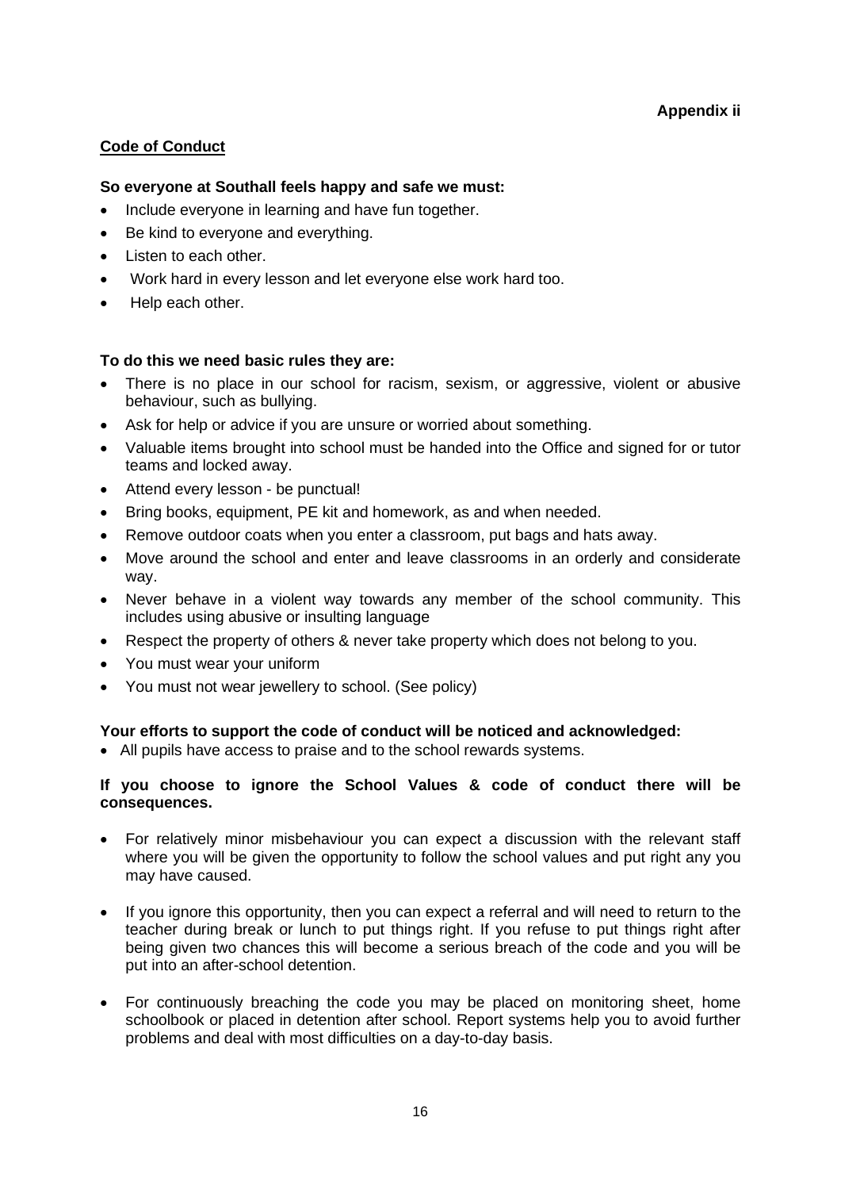**Appendix ii**

**Code of Conduct**

**So everyone at Southall feels happy and safe we must:**

- Include everyone in learning and have fun together.
- Be kind to everyone and everything.
- Listen to each other.
- Work hard in every lesson and let everyone else work hard too.
- Help each other.

**To do this we need basic rules they are:**

- There is no place in our school for racism, sexism, or aggressive, violent or abusive behaviour, such as bullying.
- Ask for help or advice if you are unsure or worried about something.
- Valuable items brought into school must be handed into the Office and signed for or tutor teams and locked away.
- Attend every lesson - be punctual!
- Bring books, equipment, PE kit and homework, as and when needed.
- Remove outdoor coats when you enter a classroom, put bags and hats away.
- Move around the school and enter and leave classrooms in an orderly and considerate way.
- Never behave in a violent way towards any member of the school community. This includes using abusive or insulting language
- Respect the property of others & never take property which does not belong to you.
- You must wear your uniform
- You must not wear jewellery to school. (See policy)

**Your efforts to support the code of conduct will be noticed and acknowledged:**

- All pupils have access to praise and to the school rewards systems.

**If you choose to ignore the School Values & code of conduct there will be consequences.**

- For relatively minor misbehaviour you can expect a discussion with the relevant staff where you will be given the opportunity to follow the school values and put right any you may have caused.

- If you ignore this opportunity, then you can expect a referral and will need to return to the teacher during break or lunch to put things right. If you refuse to put things right after being given two chances this will become a serious breach of the code and you will be put into an after-school detention.

- For continuously breaching the code you may be placed on monitoring sheet, home schoolbook or placed in detention after school. Report systems help you to avoid further problems and deal with most difficulties on a day-to-day basis.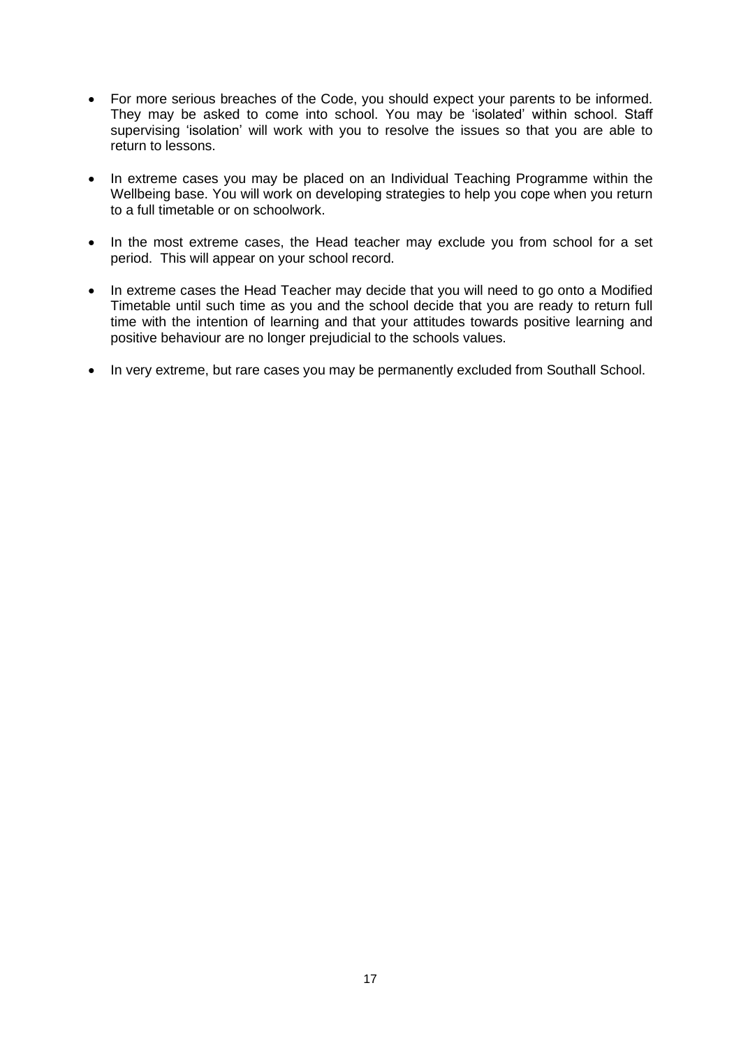- For more serious breaches of the Code, you should expect your parents to be informed. They may be asked to come into school. You may be 'isolated' within school. Staff supervising 'isolation' will work with you to resolve the issues so that you are able to return to lessons.

- In extreme cases you may be placed on an Individual Teaching Programme within the Wellbeing base. You will work on developing strategies to help you cope when you return to a full timetable or on schoolwork.

- In the most extreme cases, the Head teacher may exclude you from school for a set period. This will appear on your school record.

- In extreme cases the Head Teacher may decide that you will need to go onto a Modified Timetable until such time as you and the school decide that you are ready to return full time with the intention of learning and that your attitudes towards positive learning and positive behaviour are no longer prejudicial to the schools values.

- In very extreme, but rare cases you may be permanently excluded from Southall School.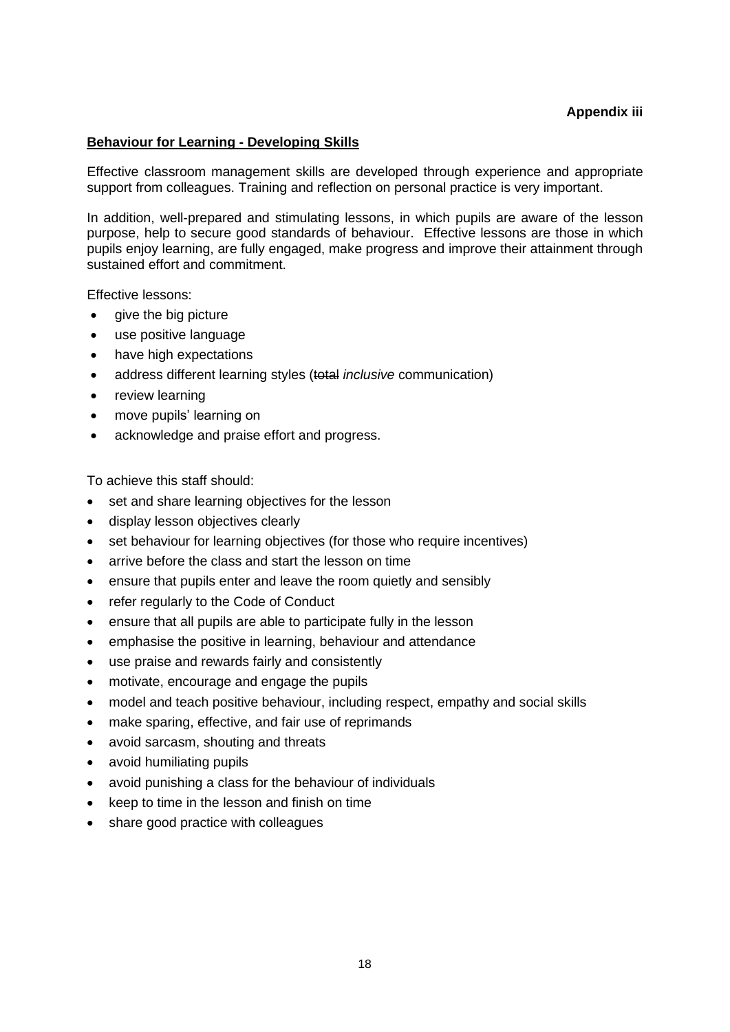**Appendix iii**

**Behaviour for Learning - Developing Skills**

Effective classroom management skills are developed through experience and appropriate support from colleagues. Training and reflection on personal practice is very important.

In addition, well-prepared and stimulating lessons, in which pupils are aware of the lesson purpose, help to secure good standards of behaviour. Effective lessons are those in which pupils enjoy learning, are fully engaged, make progress and improve their attainment through sustained effort and commitment.

Effective lessons:

- give the big picture
- use positive language
- have high expectations
- address different learning styles (~~total~~ *inclusive* communication)
- review learning
- move pupils' learning on
- acknowledge and praise effort and progress.

To achieve this staff should:

- set and share learning objectives for the lesson
- display lesson objectives clearly
- set behaviour for learning objectives (for those who require incentives)
- arrive before the class and start the lesson on time
- ensure that pupils enter and leave the room quietly and sensibly
- refer regularly to the Code of Conduct
- ensure that all pupils are able to participate fully in the lesson
- emphasise the positive in learning, behaviour and attendance
- use praise and rewards fairly and consistently
- motivate, encourage and engage the pupils
- model and teach positive behaviour, including respect, empathy and social skills
- make sparing, effective, and fair use of reprimands
- avoid sarcasm, shouting and threats
- avoid humiliating pupils
- avoid punishing a class for the behaviour of individuals
- keep to time in the lesson and finish on time
- share good practice with colleagues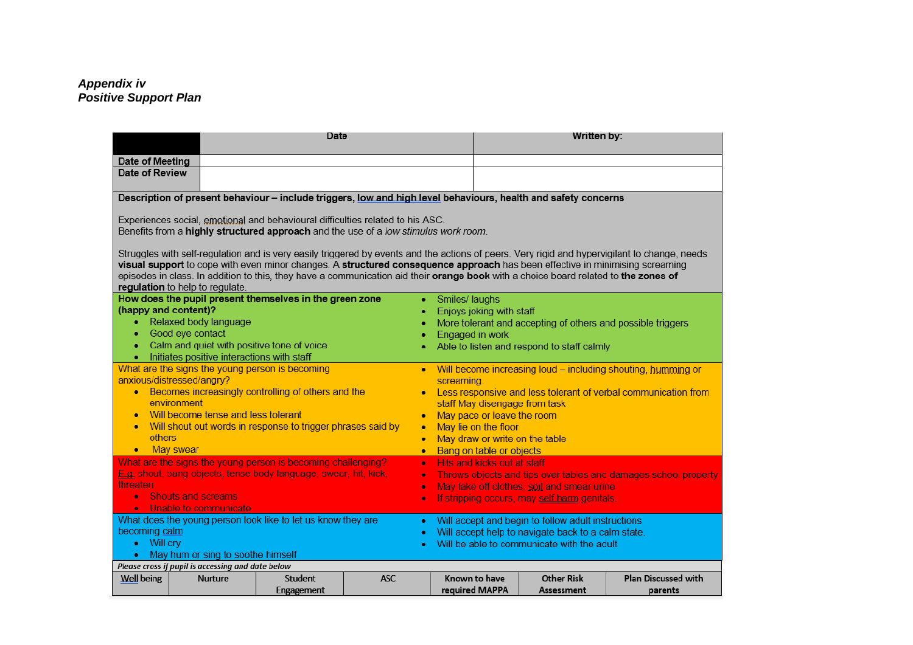***Appendix iv***
***Positive Support Plan***

| | Date | Written by: |
|---|---|---|
| **Date of Meeting** | | |
| **Date of Review** | | |

**Description of present behaviour – include triggers, low and high level behaviours, health and safety concerns**

Experiences social, emotional and behavioural difficulties related to his ASC.
Benefits from a **highly structured approach** and the use of a *low stimulus work room*.

Struggles with self-regulation and is very easily triggered by events and the actions of peers. Very rigid and hypervigilant to change, needs **visual support** to cope with even minor changes. A **structured consequence approach** has been effective in minimising screaming episodes in class. In addition to this, they have a communication aid their **orange book** with a choice board related to **the zones of regulation** to help to regulate.

| | |
|---|---|
| **How does the pupil present themselves in the green zone (happy and content)?**<br>• Relaxed body language<br>• Good eye contact<br>• Calm and quiet with positive tone of voice<br>• Initiates positive interactions with staff | • Smiles/ laughs<br>• Enjoys joking with staff<br>• More tolerant and accepting of others and possible triggers<br>• Engaged in work<br>• Able to listen and respond to staff calmly |
| What are the signs the young person is becoming anxious/distressed/angry?<br>• Becomes increasingly controlling of others and the environment<br>• Will become tense and less tolerant<br>• Will shout out words in response to trigger phrases said by others<br>• May swear | • Will become increasing loud – including shouting, humming or screaming.<br>• Less responsive and less tolerant of verbal communication from staff May disengage from task<br>• May pace or leave the room<br>• May lie on the floor<br>• May draw or write on the table<br>• Bang on table or objects |
| What are the signs the young person is becoming challenging? E.g. shout, bang objects, tense body language, swear, hit, kick, threaten<br>• Shouts and screams<br>• Unable to communicate | • Hits and kicks out at staff<br>• Throws objects and tips over tables and damages school property<br>• May take off clothes, soil and smear urine<br>• If stripping occurs, may self harm genitals. |
| What does the young person look like to let us know they are becoming calm<br>• Will cry<br>• May hum or sing to soothe himself | • Will accept and begin to follow adult instructions<br>• Will accept help to navigate back to a calm state.<br>• Will be able to communicate with the adult |

*Please cross if pupil is accessing and date below*

| Well being | Nurture | Student Engagement | ASC | Known to have required MAPPA | Other Risk Assessment | Plan Discussed with parents |
|---|---|---|---|---|---|---|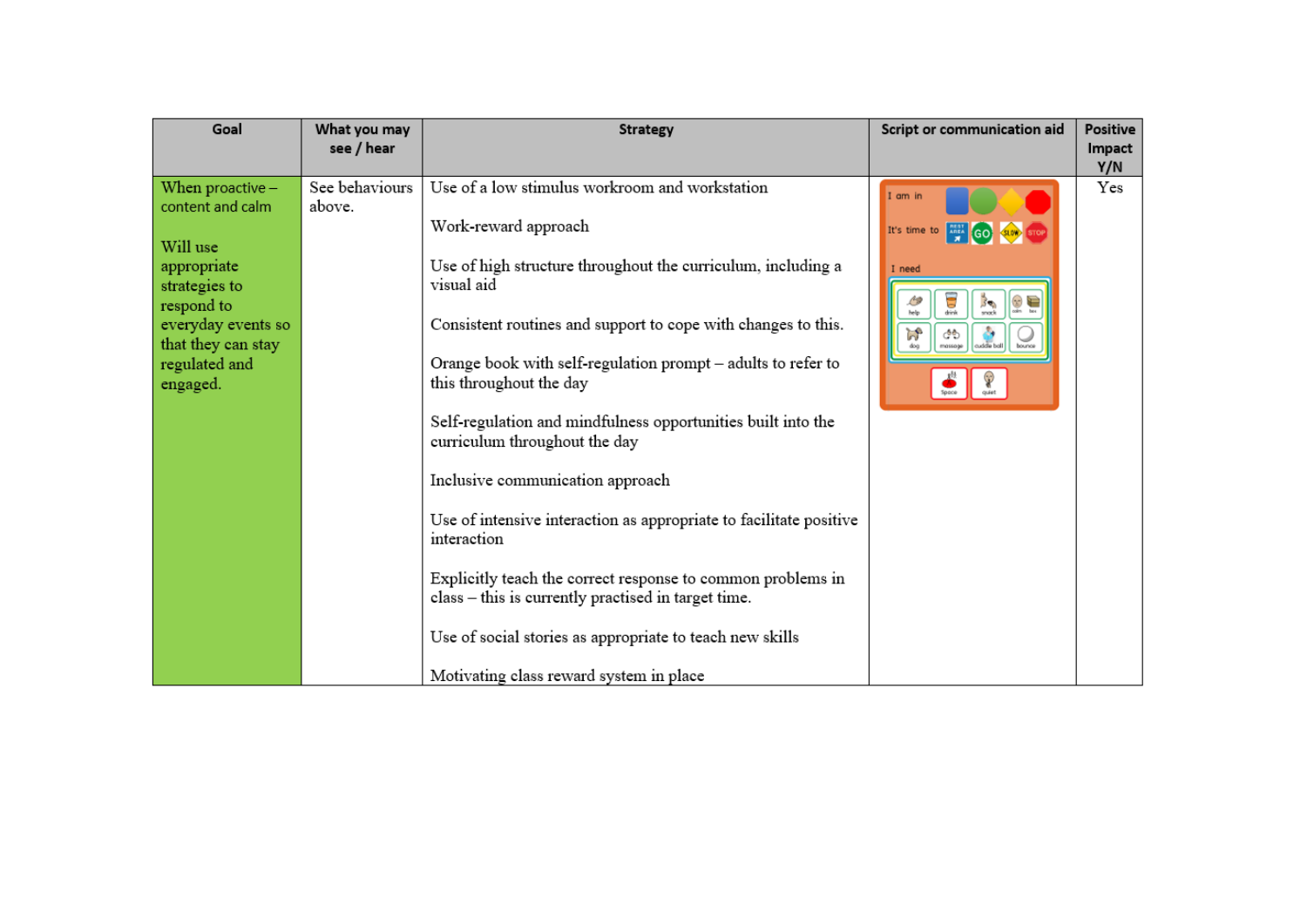| Goal | What you may see / hear | Strategy | Script or communication aid | Positive Impact Y/N |
|---|---|---|---|---|
| When proactive – content and calm<br><br>Will use appropriate strategies to respond to everyday events so that they can stay regulated and engaged. | See behaviours above. | Use of a low stimulus workroom and workstation<br><br>Work-reward approach<br><br>Use of high structure throughout the curriculum, including a visual aid<br><br>Consistent routines and support to cope with changes to this.<br><br>Orange book with self-regulation prompt – adults to refer to this throughout the day<br><br>Self-regulation and mindfulness opportunities built into the curriculum throughout the day<br><br>Inclusive communication approach<br><br>Use of intensive interaction as appropriate to facilitate positive interaction<br><br>Explicitly teach the correct response to common problems in class – this is currently practised in target time.<br><br>Use of social stories as appropriate to teach new skills<br><br>Motivating class reward system in place | I am in<br>It's time to: REST AREA, GO, SLOW, STOP<br>I need: help, drink, snack, calm, box, dog, massage, cuddle ball, bounce<br>Space, quiet | Yes |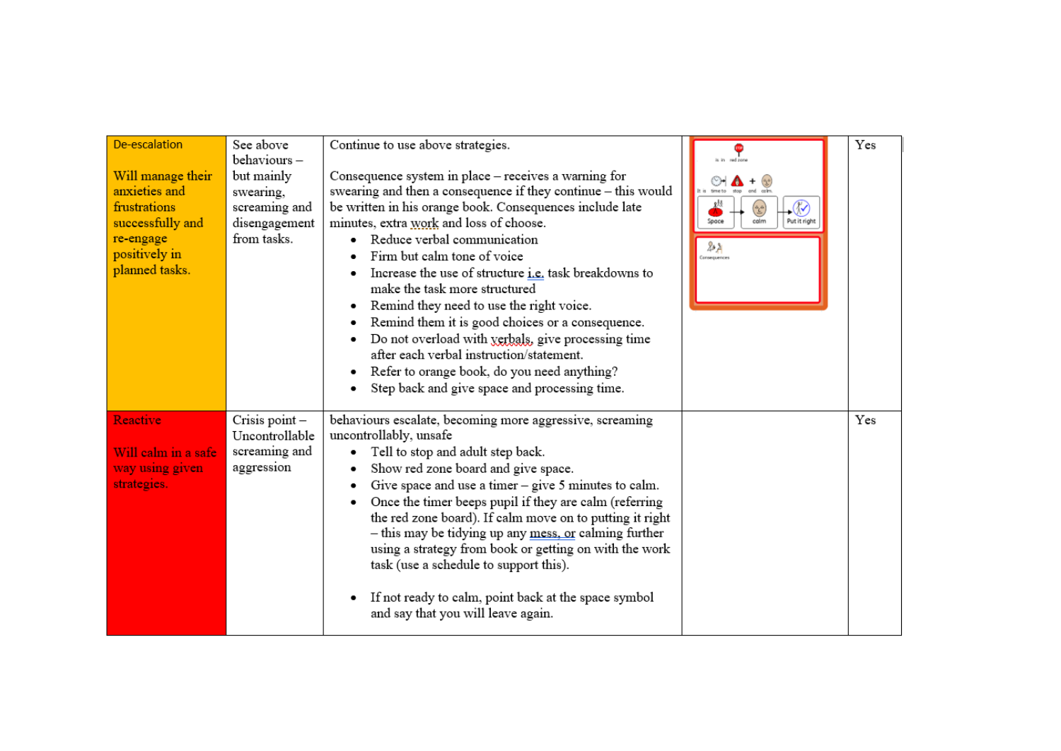| De-escalation<br><br>Will manage their anxieties and frustrations successfully and re-engage positively in planned tasks. | See above behaviours – but mainly swearing, screaming and disengagement from tasks. | Continue to use above strategies.<br><br>Consequence system in place – receives a warning for swearing and then a consequence if they continue – this would be written in his orange book. Consequences include late minutes, extra work and loss of choose.<br>• Reduce verbal communication<br>• Firm but calm tone of voice<br>• Increase the use of structure i.e. task breakdowns to make the task more structured<br>• Remind they need to use the right voice.<br>• Remind them it is good choices or a consequence.<br>• Do not overload with verbals, give processing time after each verbal instruction/statement.<br>• Refer to orange book, do you need anything?<br>• Step back and give space and processing time. | is in red zone<br>It is time to stop and calm.<br>Space → calm → Put it right<br>Consequences | Yes |
|---|---|---|---|---|
| Reactive<br><br>Will calm in a safe way using given strategies. | Crisis point – Uncontrollable screaming and aggression | behaviours escalate, becoming more aggressive, screaming uncontrollably, unsafe<br>• Tell to stop and adult step back.<br>• Show red zone board and give space.<br>• Give space and use a timer – give 5 minutes to calm.<br>• Once the timer beeps pupil if they are calm (referring the red zone board). If calm move on to putting it right – this may be tidying up any mess, or calming further using a strategy from book or getting on with the work task (use a schedule to support this).<br><br>• If not ready to calm, point back at the space symbol and say that you will leave again. | | Yes |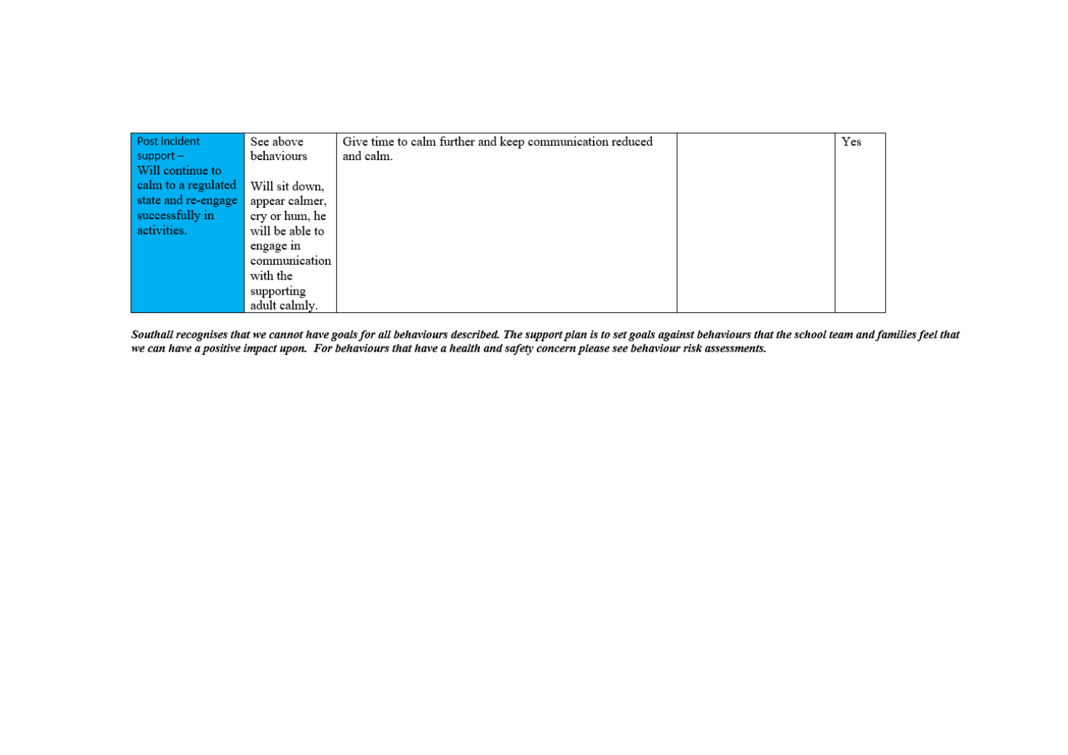| | | | | |
|---|---|---|---|---|
| Post incident support – Will continue to calm to a regulated state and re-engage successfully in activities. | See above behaviours<br><br>Will sit down, appear calmer, cry or hum, he will be able to engage in communication with the supporting adult calmly. | Give time to calm further and keep communication reduced and calm. | | Yes |

***Southall recognises that we cannot have goals for all behaviours described. The support plan is to set goals against behaviours that the school team and families feel that we can have a positive impact upon. For behaviours that have a health and safety concern please see behaviour risk assessments.***